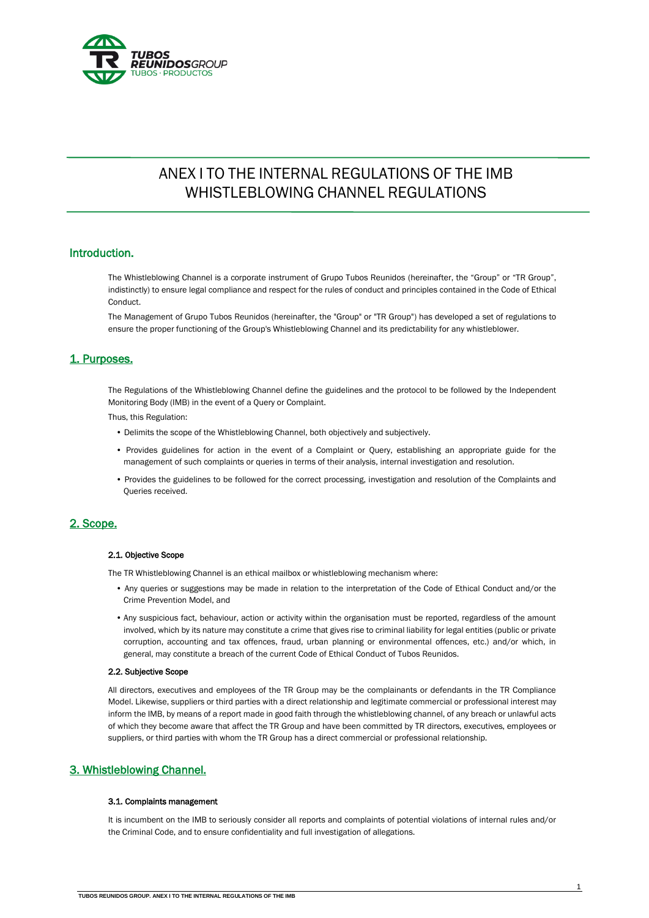# ANEX I TO THE INTERNAL REGULATIONS OF THE IMB WHISTLEBLOWING CHANNEL REGULATIONS

## Introduction.

The Whistleblowing Channel is a corporate instrument of Grupo Tubos Reunidos (hereinafter, the "Group" or "TR Group", indistinctly) to ensure legal compliance and respect for the rules of conduct and principles contained in the Code of Ethical Conduct.

The Management of Grupo Tubos Reunidos (hereinafter, the "Group" or "TR Group") has developed a set of regulations to ensure the proper functioning of the Group's Whistleblowing Channel and its predictability for any whistleblower.

## 1. Purposes.

The Regulations of the Whistleblowing Channel define the guidelines and the protocol to be followed by the Independent Monitoring Body (IMB) in the event of a Query or Complaint.

Thus, this Regulation:

- Delimits the scope of the Whistleblowing Channel, both objectively and subjectively.
- Provides guidelines for action in the event of a Complaint or Query, establishing an appropriate guide for the management of such complaints or queries in terms of their analysis, internal investigation and resolution.
- Provides the guidelines to be followed for the correct processing, investigation and resolution of the Complaints and Queries received.

## 2. Scope.

### 2.1. Objective Scope

The TR Whistleblowing Channel is an ethical mailbox or whistleblowing mechanism where:

- Any queries or suggestions may be made in relation to the interpretation of the Code of Ethical Conduct and/or the Crime Prevention Model, and
- Any suspicious fact, behaviour, action or activity within the organisation must be reported, regardless of the amount involved, which by its nature may constitute a crime that gives rise to criminal liability for legal entities (public or private corruption, accounting and tax offences, fraud, urban planning or environmental offences, etc.) and/or which, in general, may constitute a breach of the current Code of Ethical Conduct of Tubos Reunidos.

### 2.2. Subjective Scope

All directors, executives and employees of the TR Group may be the complainants or defendants in the TR Compliance Model. Likewise, suppliers or third parties with a direct relationship and legitimate commercial or professional interest may inform the IMB, by means of a report made in good faith through the whistleblowing channel, of any breach or unlawful acts of which they become aware that affect the TR Group and have been committed by TR directors, executives, employees or suppliers, or third parties with whom the TR Group has a direct commercial or professional relationship.

## 3. Whistleblowing Channel.

### 3.1. Complaints management

It is incumbent on the IMB to seriously consider all reports and complaints of potential violations of internal rules and/or the Criminal Code, and to ensure confidentiality and full investigation of allegations.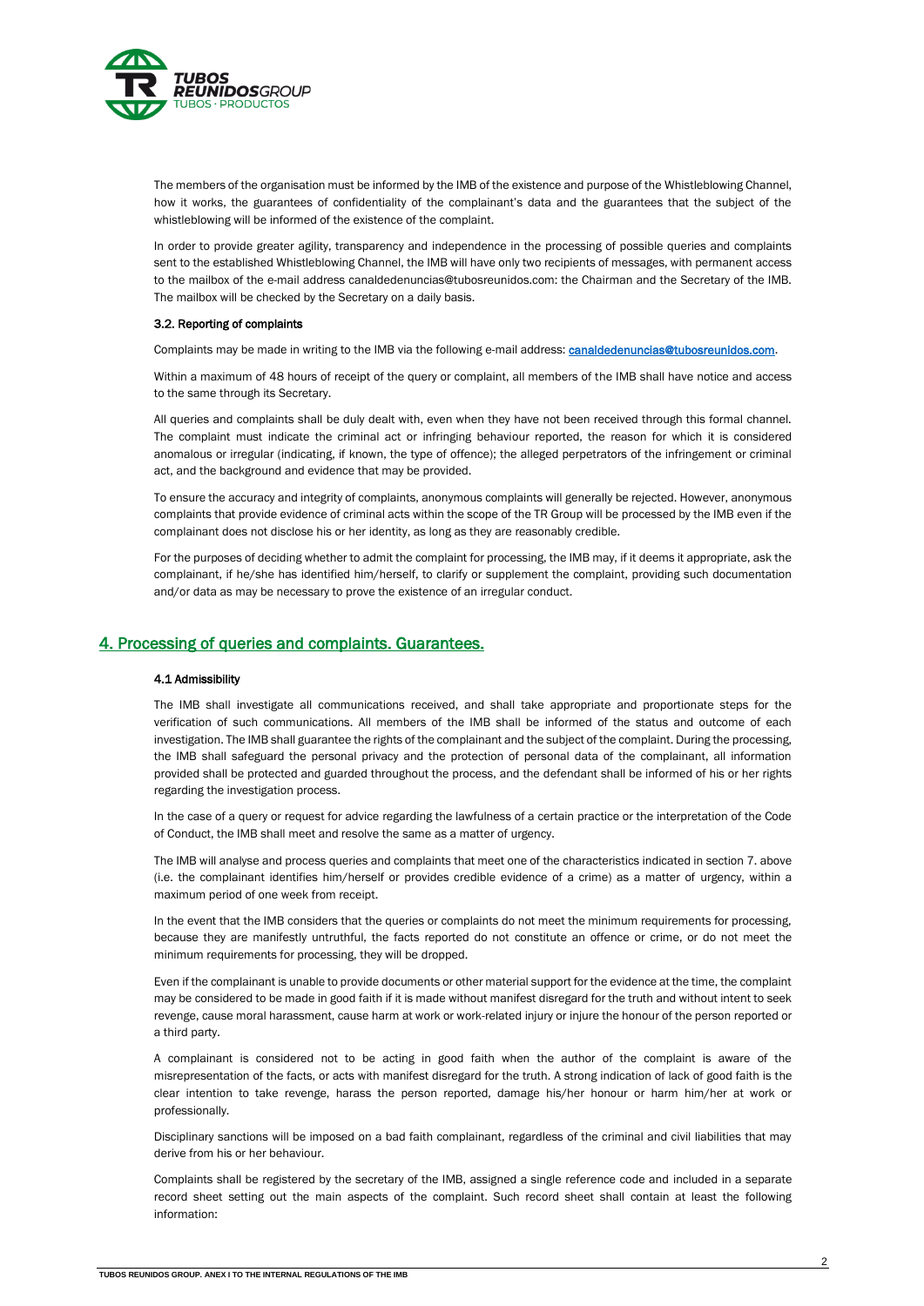The members of the organisation must be informed by the IMB of the existence and purpose of the Whistleblowing Channel, how it works, the guarantees of confidentiality of the complainant's data and the guarantees that the subject of the whistleblowing will be informed of the existence of the complaint.

In order to provide greater agility, transparency and independence in the processing of possible queries and complaints sent to the established Whistleblowing Channel, the IMB will have only two recipients of messages, with permanent access to the mailbox of the e-mail address canaldedenuncias@tubosreunidos.com: the Chairman and the Secretary of the IMB. The mailbox will be checked by the Secretary on a daily basis.

#### 3.2. Reporting of complaints

Complaints may be made in writing to the IMB via the following e-mail address: canaldedenuncias@tubosreunidos.com.

Within a maximum of 48 hours of receipt of the query or complaint, all members of the IMB shall have notice and access to the same through its Secretary.

All queries and complaints shall be duly dealt with, even when they have not been received through this formal channel. The complaint must indicate the criminal act or infringing behaviour reported, the reason for which it is considered anomalous or irregular (indicating, if known, the type of offence); the alleged perpetrators of the infringement or criminal act, and the background and evidence that may be provided.

To ensure the accuracy and integrity of complaints, anonymous complaints will generally be rejected. However, anonymous complaints that provide evidence of criminal acts within the scope of the TR Group will be processed by the IMB even if the complainant does not disclose his or her identity, as long as they are reasonably credible.

For the purposes of deciding whether to admit the complaint for processing, the IMB may, if it deems it appropriate, ask the complainant, if he/she has identified him/herself, to clarify or supplement the complaint, providing such documentation and/or data as may be necessary to prove the existence of an irregular conduct.

## 4. Processing of queries and complaints. Guarantees.

#### 4.1 Admissibility

The IMB shall investigate all communications received, and shall take appropriate and proportionate steps for the verification of such communications. All members of the IMB shall be informed of the status and outcome of each investigation. The IMB shall guarantee the rights of the complainant and the subject of the complaint. During the processing, the IMB shall safeguard the personal privacy and the protection of personal data of the complainant, all information provided shall be protected and guarded throughout the process, and the defendant shall be informed of his or her rights regarding the investigation process.

In the case of a query or request for advice regarding the lawfulness of a certain practice or the interpretation of the Code of Conduct, the IMB shall meet and resolve the same as a matter of urgency.

The IMB will analyse and process queries and complaints that meet one of the characteristics indicated in section 7. above (i.e. the complainant identifies him/herself or provides credible evidence of a crime) as a matter of urgency, within a maximum period of one week from receipt.

In the event that the IMB considers that the queries or complaints do not meet the minimum requirements for processing, because they are manifestly untruthful, the facts reported do not constitute an offence or crime, or do not meet the minimum requirements for processing, they will be dropped.

Even if the complainant is unable to provide documents or other material support for the evidence at the time, the complaint may be considered to be made in good faith if it is made without manifest disregard for the truth and without intent to seek revenge, cause moral harassment, cause harm at work or work-related injury or injure the honour of the person reported or a third party.

A complainant is considered not to be acting in good faith when the author of the complaint is aware of the misrepresentation of the facts, or acts with manifest disregard for the truth. A strong indication of lack of good faith is the clear intention to take revenge, harass the person reported, damage his/her honour or harm him/her at work or professionally.

Disciplinary sanctions will be imposed on a bad faith complainant, regardless of the criminal and civil liabilities that may derive from his or her behaviour.

Complaints shall be registered by the secretary of the IMB, assigned a single reference code and included in a separate record sheet setting out the main aspects of the complaint. Such record sheet shall contain at least the following information: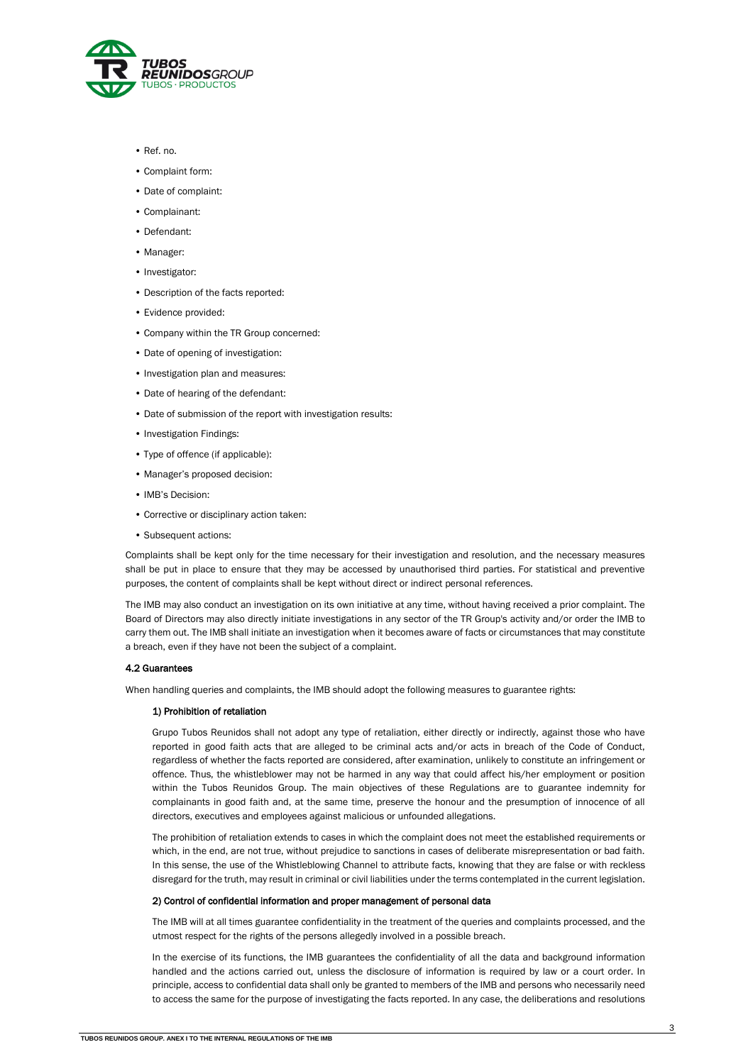- Ref. no.
- Complaint form:
- Date of complaint:
- Complainant:
- Defendant:
- Manager:
- Investigator:
- Description of the facts reported:
- Evidence provided:
- Company within the TR Group concerned:
- Date of opening of investigation:
- Investigation plan and measures:
- Date of hearing of the defendant:
- Date of submission of the report with investigation results:
- Investigation Findings:
- Type of offence (if applicable):
- Manager's proposed decision:
- IMB's Decision:
- Corrective or disciplinary action taken:
- Subsequent actions:

Complaints shall be kept only for the time necessary for their investigation and resolution, and the necessary measures shall be put in place to ensure that they may be accessed by unauthorised third parties. For statistical and preventive purposes, the content of complaints shall be kept without direct or indirect personal references.

The IMB may also conduct an investigation on its own initiative at any time, without having received a prior complaint. The Board of Directors may also directly initiate investigations in any sector of the TR Group's activity and/or order the IMB to carry them out. The IMB shall initiate an investigation when it becomes aware of facts or circumstances that may constitute a breach, even if they have not been the subject of a complaint.

#### 4.2 Guarantees

When handling queries and complaints, the IMB should adopt the following measures to guarantee rights:

**1) Prohibition of retaliation**

Grupo Tubos Reunidos shall not adopt any type of retaliation, either directly or indirectly, against those who have reported in good faith acts that are alleged to be criminal acts and/or acts in breach of the Code of Conduct, regardless of whether the facts reported are considered, after examination, unlikely to constitute an infringement or offence. Thus, the whistleblower may not be harmed in any way that could affect his/her employment or position within the Tubos Reunidos Group. The main objectives of these Regulations are to guarantee indemnity for complainants in good faith and, at the same time, preserve the honour and the presumption of innocence of all directors, executives and employees against malicious or unfounded allegations.

The prohibition of retaliation extends to cases in which the complaint does not meet the established requirements or which, in the end, are not true, without prejudice to sanctions in cases of deliberate misrepresentation or bad faith. In this sense, the use of the Whistleblowing Channel to attribute facts, knowing that they are false or with reckless disregard for the truth, may result in criminal or civil liabilities under the terms contemplated in the current legislation.

**2) Control of confidential information and proper management of personal data**

The IMB will at all times guarantee confidentiality in the treatment of the queries and complaints processed, and the utmost respect for the rights of the persons allegedly involved in a possible breach.

In the exercise of its functions, the IMB guarantees the confidentiality of all the data and background information handled and the actions carried out, unless the disclosure of information is required by law or a court order. In principle, access to confidential data shall only be granted to members of the IMB and persons who necessarily need to access the same for the purpose of investigating the facts reported. In any case, the deliberations and resolutions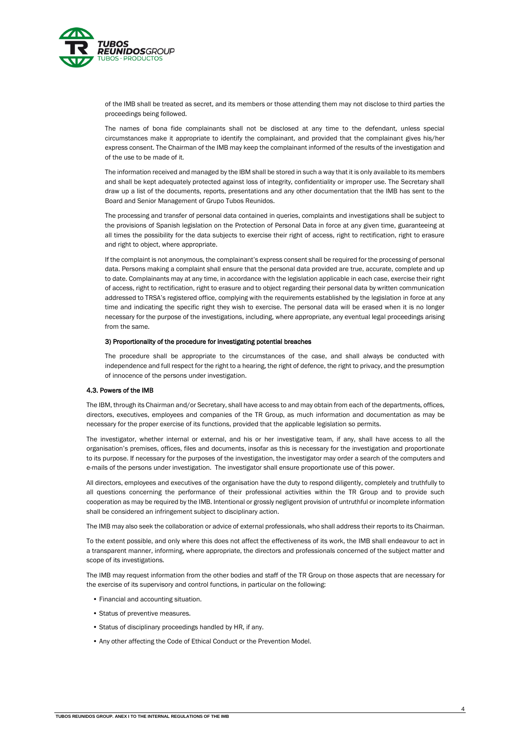of the IMB shall be treated as secret, and its members or those attending them may not disclose to third parties the proceedings being followed.

The names of bona fide complainants shall not be disclosed at any time to the defendant, unless special circumstances make it appropriate to identify the complainant, and provided that the complainant gives his/her express consent. The Chairman of the IMB may keep the complainant informed of the results of the investigation and of the use to be made of it.

The information received and managed by the IBM shall be stored in such a way that it is only available to its members and shall be kept adequately protected against loss of integrity, confidentiality or improper use. The Secretary shall draw up a list of the documents, reports, presentations and any other documentation that the IMB has sent to the Board and Senior Management of Grupo Tubos Reunidos.

The processing and transfer of personal data contained in queries, complaints and investigations shall be subject to the provisions of Spanish legislation on the Protection of Personal Data in force at any given time, guaranteeing at all times the possibility for the data subjects to exercise their right of access, right to rectification, right to erasure and right to object, where appropriate.

If the complaint is not anonymous, the complainant's express consent shall be required for the processing of personal data. Persons making a complaint shall ensure that the personal data provided are true, accurate, complete and up to date. Complainants may at any time, in accordance with the legislation applicable in each case, exercise their right of access, right to rectification, right to erasure and to object regarding their personal data by written communication addressed to TRSA's registered office, complying with the requirements established by the legislation in force at any time and indicating the specific right they wish to exercise. The personal data will be erased when it is no longer necessary for the purpose of the investigations, including, where appropriate, any eventual legal proceedings arising from the same.

**3) Proportionality of the procedure for investigating potential breaches**

The procedure shall be appropriate to the circumstances of the case, and shall always be conducted with independence and full respect for the right to a hearing, the right of defence, the right to privacy, and the presumption of innocence of the persons under investigation.

### 4.3. Powers of the IMB

The IBM, through its Chairman and/or Secretary, shall have access to and may obtain from each of the departments, offices, directors, executives, employees and companies of the TR Group, as much information and documentation as may be necessary for the proper exercise of its functions, provided that the applicable legislation so permits.

The investigator, whether internal or external, and his or her investigative team, if any, shall have access to all the organisation's premises, offices, files and documents, insofar as this is necessary for the investigation and proportionate to its purpose. If necessary for the purposes of the investigation, the investigator may order a search of the computers and e-mails of the persons under investigation. The investigator shall ensure proportionate use of this power.

All directors, employees and executives of the organisation have the duty to respond diligently, completely and truthfully to all questions concerning the performance of their professional activities within the TR Group and to provide such cooperation as may be required by the IMB. Intentional or grossly negligent provision of untruthful or incomplete information shall be considered an infringement subject to disciplinary action.

The IMB may also seek the collaboration or advice of external professionals, who shall address their reports to its Chairman.

To the extent possible, and only where this does not affect the effectiveness of its work, the IMB shall endeavour to act in a transparent manner, informing, where appropriate, the directors and professionals concerned of the subject matter and scope of its investigations.

The IMB may request information from the other bodies and staff of the TR Group on those aspects that are necessary for the exercise of its supervisory and control functions, in particular on the following:

- Financial and accounting situation.
- Status of preventive measures.
- Status of disciplinary proceedings handled by HR, if any.
- Any other affecting the Code of Ethical Conduct or the Prevention Model.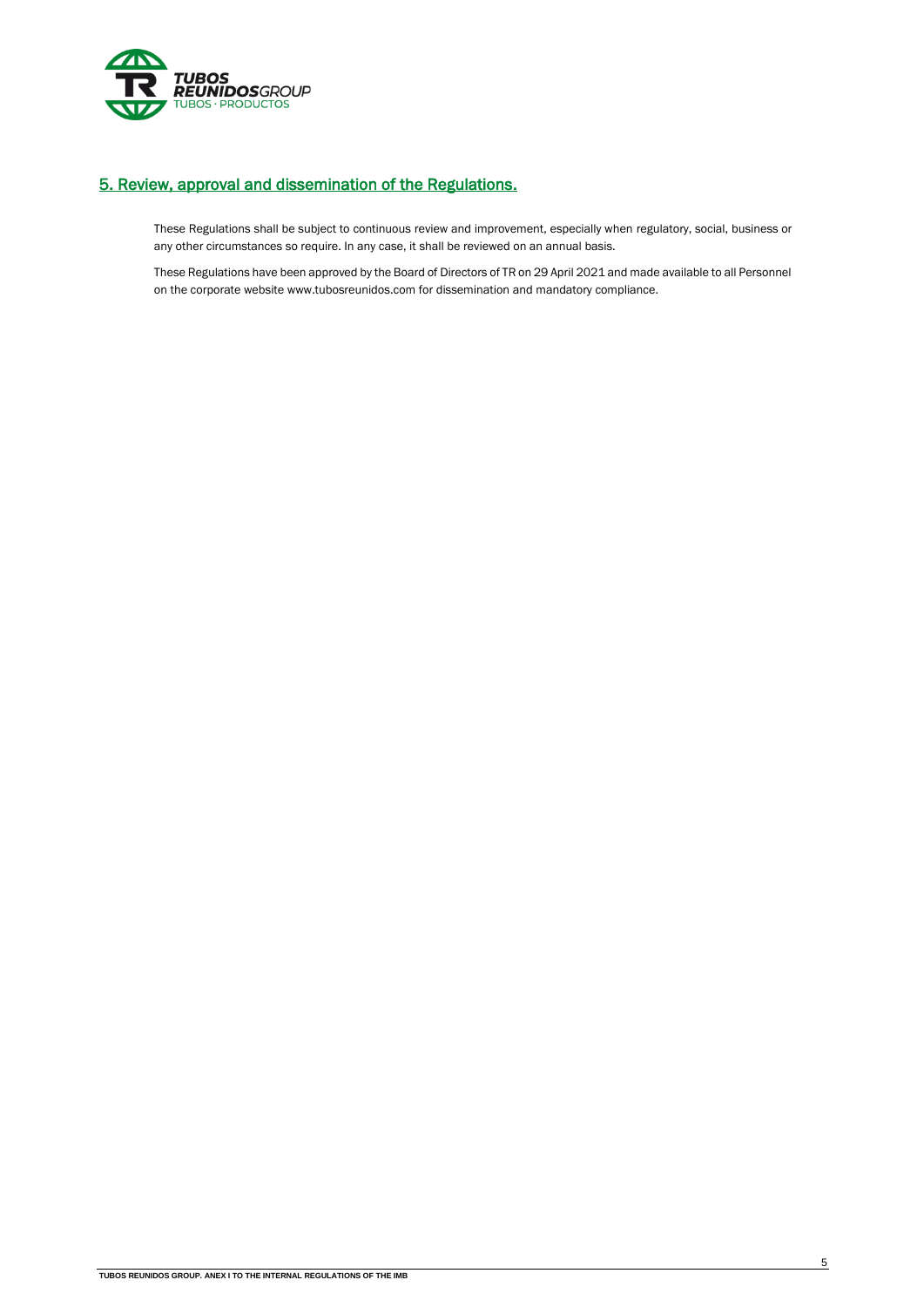## 5. Review, approval and dissemination of the Regulations.

These Regulations shall be subject to continuous review and improvement, especially when regulatory, social, business or any other circumstances so require. In any case, it shall be reviewed on an annual basis.

These Regulations have been approved by the Board of Directors of TR on 29 April 2021 and made available to all Personnel on the corporate website www.tubosreunidos.com for dissemination and mandatory compliance.